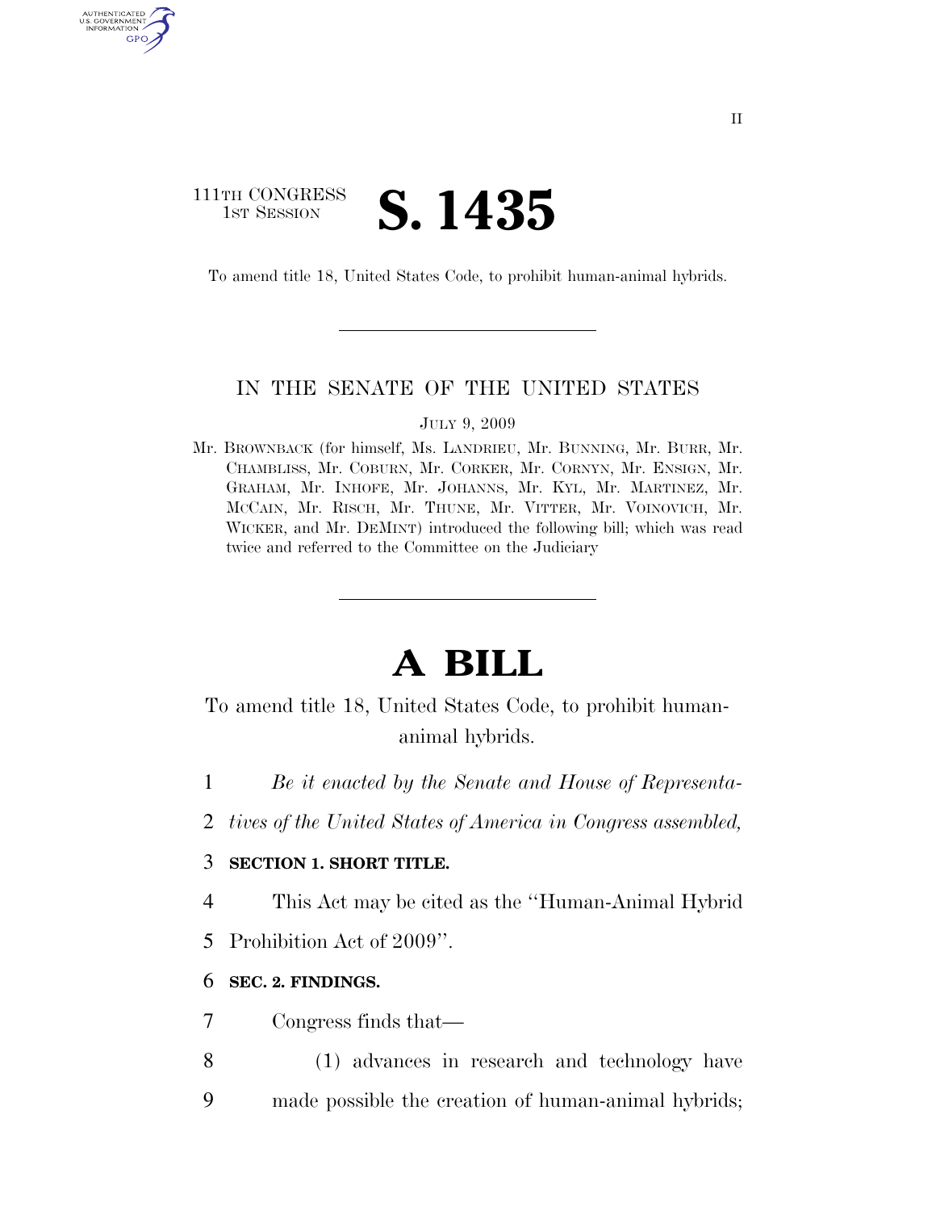111TH CONGRESS
1ST SESSION

# S. 1435

To amend title 18, United States Code, to prohibit human-animal hybrids.

IN THE SENATE OF THE UNITED STATES

JULY 9, 2009

Mr. BROWNBACK (for himself, Ms. LANDRIEU, Mr. BUNNING, Mr. BURR, Mr. CHAMBLISS, Mr. COBURN, Mr. CORKER, Mr. CORNYN, Mr. ENSIGN, Mr. GRAHAM, Mr. INHOFE, Mr. JOHANNS, Mr. KYL, Mr. MARTINEZ, Mr. MCCAIN, Mr. RISCH, Mr. THUNE, Mr. VITTER, Mr. VOINOVICH, Mr. WICKER, and Mr. DEMINT) introduced the following bill; which was read twice and referred to the Committee on the Judiciary

# A BILL

To amend title 18, United States Code, to prohibit human-animal hybrids.

*Be it enacted by the Senate and House of Representatives of the United States of America in Congress assembled,*

**SECTION 1. SHORT TITLE.**

This Act may be cited as the "Human-Animal Hybrid Prohibition Act of 2009".

**SEC. 2. FINDINGS.**

Congress finds that—

(1) advances in research and technology have made possible the creation of human-animal hybrids;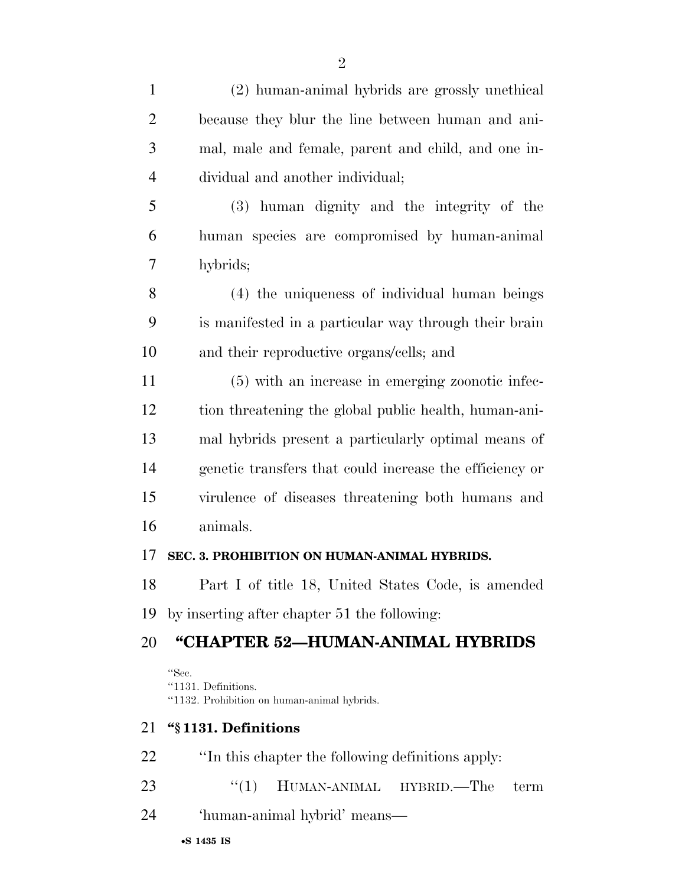(2) human-animal hybrids are grossly unethical because they blur the line between human and animal, male and female, parent and child, and one individual and another individual;

(3) human dignity and the integrity of the human species are compromised by human-animal hybrids;

(4) the uniqueness of individual human beings is manifested in a particular way through their brain and their reproductive organs/cells; and

(5) with an increase in emerging zoonotic infection threatening the global public health, human-animal hybrids present a particularly optimal means of genetic transfers that could increase the efficiency or virulence of diseases threatening both humans and animals.

**SEC. 3. PROHIBITION ON HUMAN-ANIMAL HYBRIDS.**

Part I of title 18, United States Code, is amended by inserting after chapter 51 the following:

## "CHAPTER 52—HUMAN-ANIMAL HYBRIDS

"Sec.
"1131. Definitions.
"1132. Prohibition on human-animal hybrids.

### "§ 1131. Definitions

"In this chapter the following definitions apply:

"(1) HUMAN-ANIMAL HYBRID.—The term 'human-animal hybrid' means—

•S 1435 IS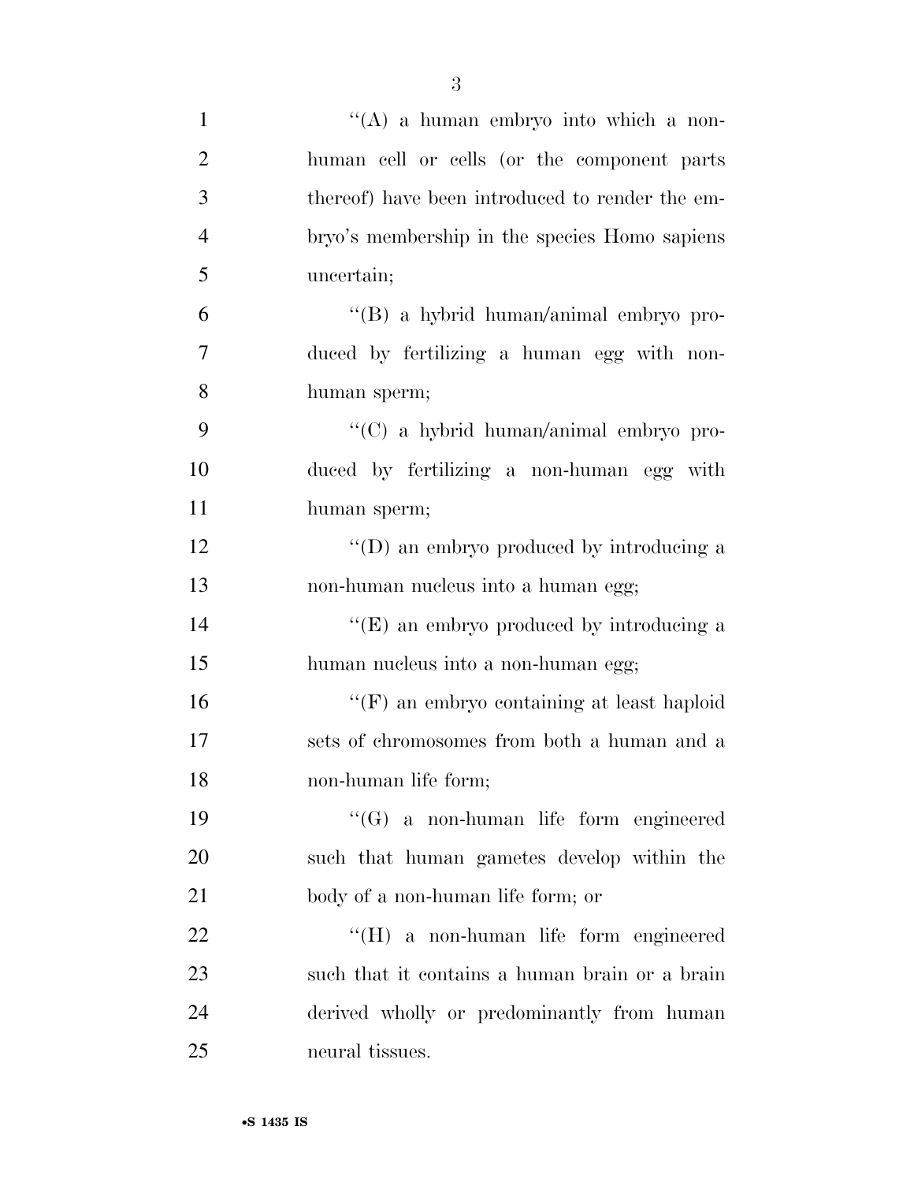''(A) a human embryo into which a non-human cell or cells (or the component parts thereof) have been introduced to render the embryo's membership in the species Homo sapiens uncertain;

''(B) a hybrid human/animal embryo produced by fertilizing a human egg with non-human sperm;

''(C) a hybrid human/animal embryo produced by fertilizing a non-human egg with human sperm;

''(D) an embryo produced by introducing a non-human nucleus into a human egg;

''(E) an embryo produced by introducing a human nucleus into a non-human egg;

''(F) an embryo containing at least haploid sets of chromosomes from both a human and a non-human life form;

''(G) a non-human life form engineered such that human gametes develop within the body of a non-human life form; or

''(H) a non-human life form engineered such that it contains a human brain or a brain derived wholly or predominantly from human neural tissues.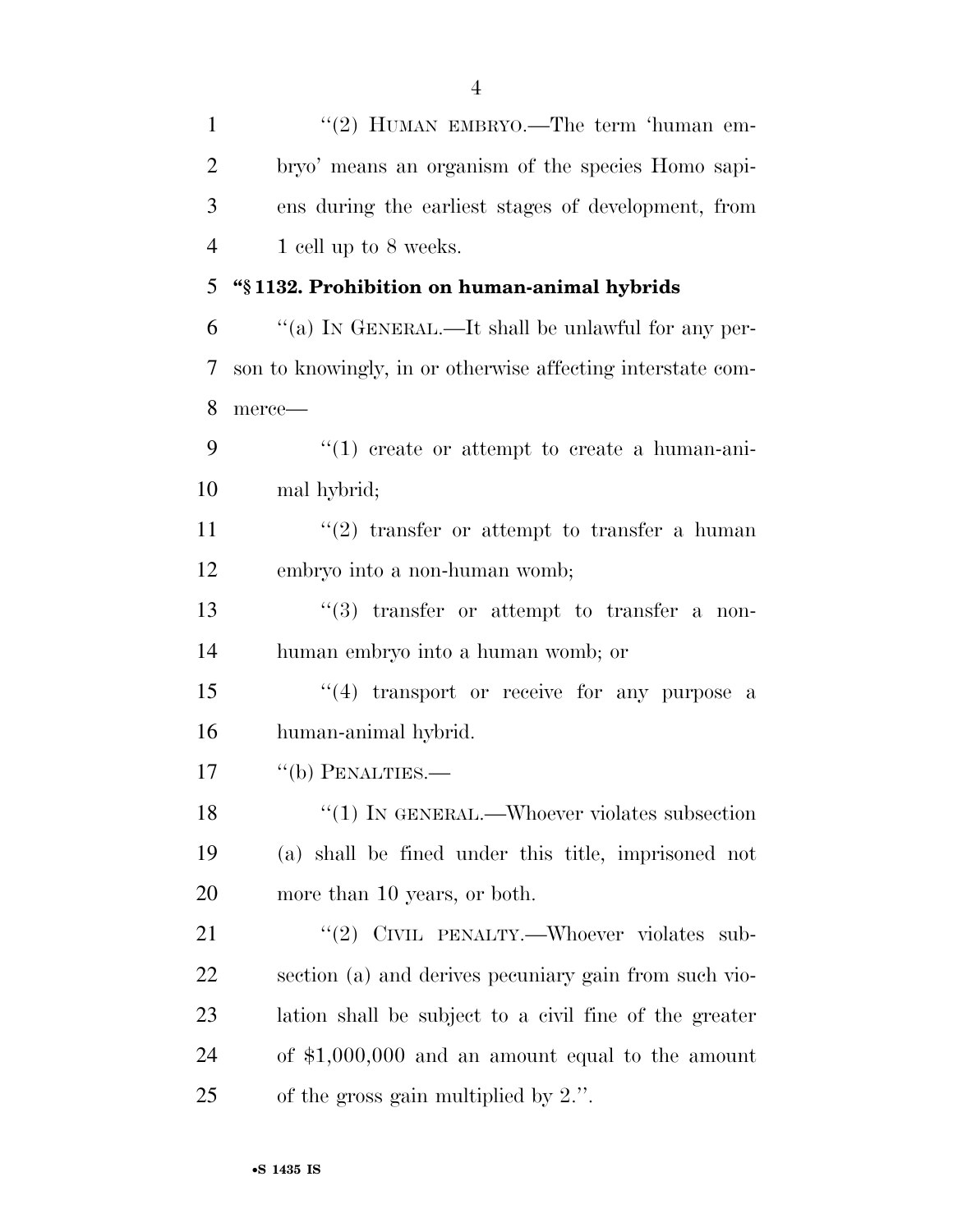"(2) HUMAN EMBRYO.—The term 'human embryo' means an organism of the species Homo sapiens during the earliest stages of development, from 1 cell up to 8 weeks.

**"§ 1132. Prohibition on human-animal hybrids**

"(a) IN GENERAL.—It shall be unlawful for any person to knowingly, in or otherwise affecting interstate commerce—

"(1) create or attempt to create a human-animal hybrid;

"(2) transfer or attempt to transfer a human embryo into a non-human womb;

"(3) transfer or attempt to transfer a non-human embryo into a human womb; or

"(4) transport or receive for any purpose a human-animal hybrid.

"(b) PENALTIES.—

"(1) IN GENERAL.—Whoever violates subsection (a) shall be fined under this title, imprisoned not more than 10 years, or both.

"(2) CIVIL PENALTY.—Whoever violates subsection (a) and derives pecuniary gain from such violation shall be subject to a civil fine of the greater of $1,000,000 and an amount equal to the amount of the gross gain multiplied by 2.".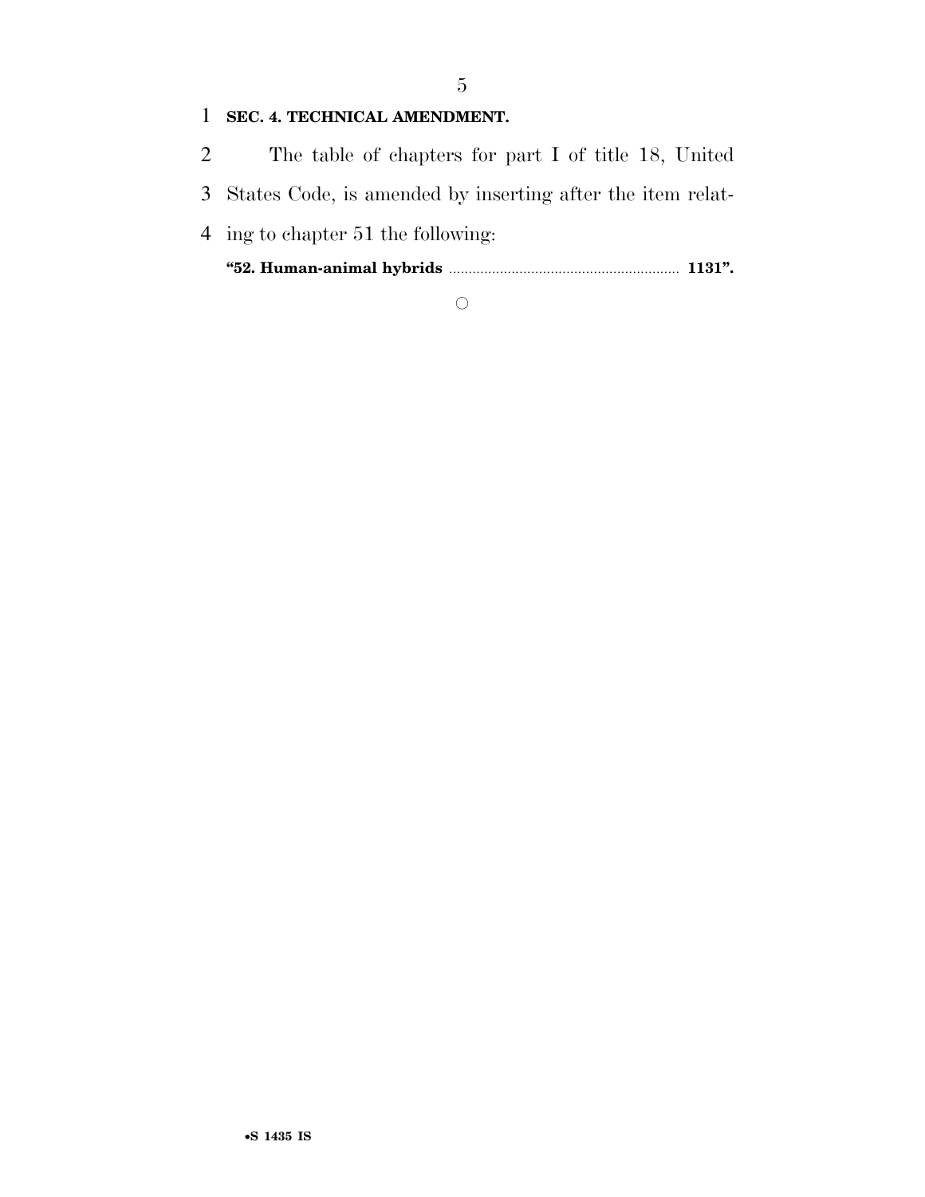**SEC. 4. TECHNICAL AMENDMENT.**

The table of chapters for part I of title 18, United States Code, is amended by inserting after the item relating to chapter 51 the following:

**"52. Human-animal hybrids .......... 1131".**